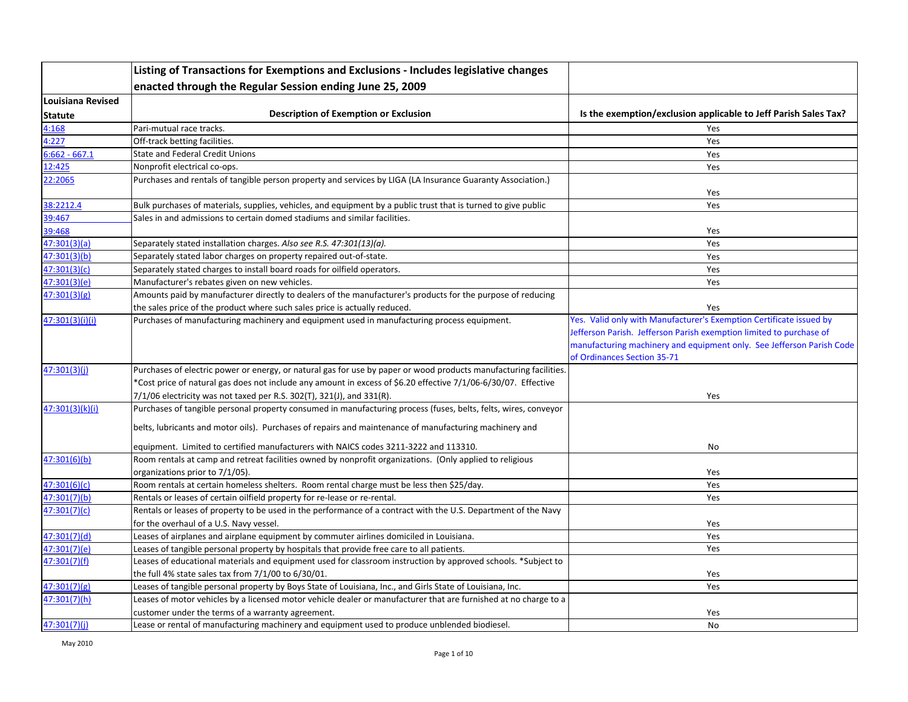| Louisiana Revised Statute | Listing of Transactions for Exemptions and Exclusions - Includes legislative changes enacted through the Regular Session ending June 25, 2009<br>**Description of Exemption or Exclusion** | Is the exemption/exclusion applicable to Jeff Parish Sales Tax? |
|---|---|---|
| 4:168 | Pari-mutual race tracks. | Yes |
| 4:227 | Off-track betting facilities. | Yes |
| 6:662 - 667.1 | State and Federal Credit Unions | Yes |
| 12:425 | Nonprofit electrical co-ops. | Yes |
| 22:2065 | Purchases and rentals of tangible person property and services by LIGA (LA Insurance Guaranty Association.) | Yes |
| 38:2212.4 | Bulk purchases of materials, supplies, vehicles, and equipment by a public trust that is turned to give public | Yes |
| 39:467<br>39:468 | Sales in and admissions to certain domed stadiums and similar facilities. | Yes |
| 47:301(3)(a) | Separately stated installation charges. *Also see R.S. 47:301(13)(a).* | Yes |
| 47:301(3)(b) | Separately stated labor charges on property repaired out-of-state. | Yes |
| 47:301(3)(c) | Separately stated charges to install board roads for oilfield operators. | Yes |
| 47:301(3)(e) | Manufacturer's rebates given on new vehicles. | Yes |
| 47:301(3)(g) | Amounts paid by manufacturer directly to dealers of the manufacturer's products for the purpose of reducing the sales price of the product where such sales price is actually reduced. | Yes |
| 47:301(3)(i)(i) | Purchases of manufacturing machinery and equipment used in manufacturing process equipment. | Yes. Valid only with Manufacturer's Exemption Certificate issued by Jefferson Parish. Jefferson Parish exemption limited to purchase of manufacturing machinery and equipment only. See Jefferson Parish Code of Ordinances Section 35-71 |
| 47:301(3)(j) | Purchases of electric power or energy, or natural gas for use by paper or wood products manufacturing facilities. *Cost price of natural gas does not include any amount in excess of $6.20 effective 7/1/06-6/30/07. Effective 7/1/06 electricity was not taxed per R.S. 302(T), 321(J), and 331(R). | Yes |
| 47:301(3)(k)(i) | Purchases of tangible personal property consumed in manufacturing process (fuses, belts, felts, wires, conveyor belts, lubricants and motor oils). Purchases of repairs and maintenance of manufacturing machinery and equipment. Limited to certified manufacturers with NAICS codes 3211-3222 and 113310. | No |
| 47:301(6)(b) | Room rentals at camp and retreat facilities owned by nonprofit organizations. (Only applied to religious organizations prior to 7/1/05). | Yes |
| 47:301(6)(c) | Room rentals at certain homeless shelters. Room rental charge must be less then $25/day. | Yes |
| 47:301(7)(b) | Rentals or leases of certain oilfield property for re-lease or re-rental. | Yes |
| 47:301(7)(c) | Rentals or leases of property to be used in the performance of a contract with the U.S. Department of the Navy for the overhaul of a U.S. Navy vessel. | Yes |
| 47:301(7)(d) | Leases of airplanes and airplane equipment by commuter airlines domiciled in Louisiana. | Yes |
| 47:301(7)(e) | Leases of tangible personal property by hospitals that provide free care to all patients. | Yes |
| 47:301(7)(f) | Leases of educational materials and equipment used for classroom instruction by approved schools. *Subject to the full 4% state sales tax from 7/1/00 to 6/30/01. | Yes |
| 47:301(7)(g) | Leases of tangible personal property by Boys State of Louisiana, Inc., and Girls State of Louisiana, Inc. | Yes |
| 47:301(7)(h) | Leases of motor vehicles by a licensed motor vehicle dealer or manufacturer that are furnished at no charge to a customer under the terms of a warranty agreement. | Yes |
| 47:301(7)(j) | Lease or rental of manufacturing machinery and equipment used to produce unblended biodiesel. | No |

May 2010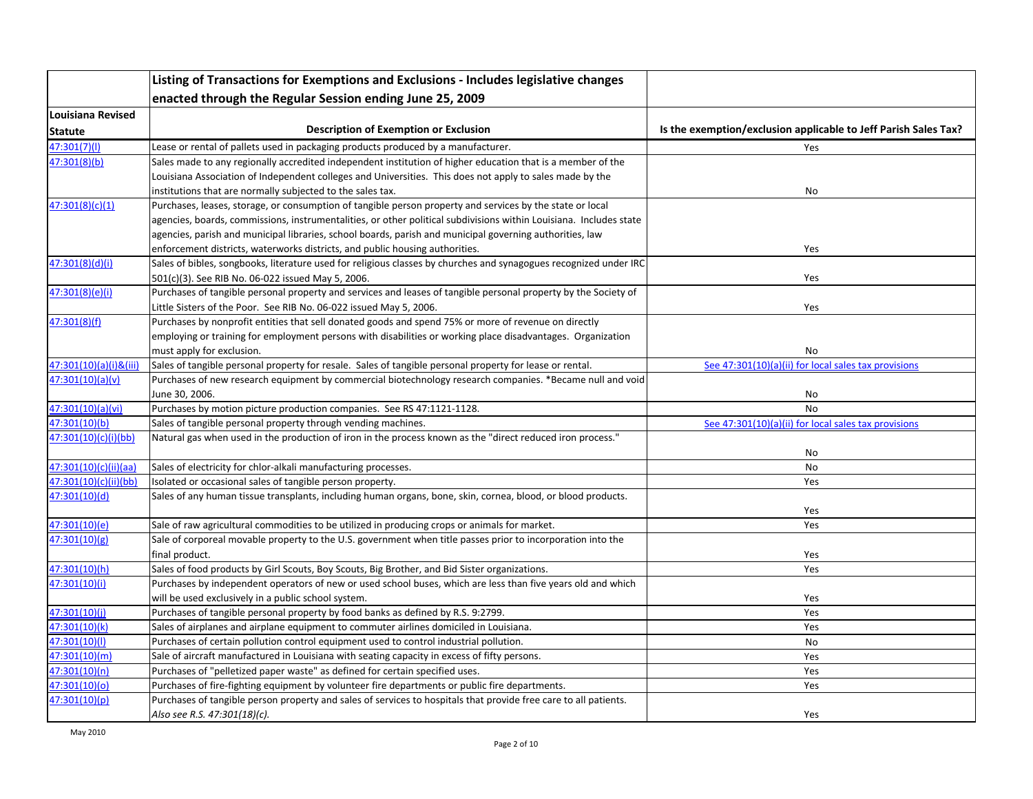| Louisiana Revised Statute | Listing of Transactions for Exemptions and Exclusions - Includes legislative changes enacted through the Regular Session ending June 25, 2009<br><br>**Description of Exemption or Exclusion** | **Is the exemption/exclusion applicable to Jeff Parish Sales Tax?** |
|---|---|---|
| 47:301(7)(l) | Lease or rental of pallets used in packaging products produced by a manufacturer. | Yes |
| 47:301(8)(b) | Sales made to any regionally accredited independent institution of higher education that is a member of the Louisiana Association of Independent colleges and Universities. This does not apply to sales made by the institutions that are normally subjected to the sales tax. | No |
| 47:301(8)(c)(1) | Purchases, leases, storage, or consumption of tangible person property and services by the state or local agencies, boards, commissions, instrumentalities, or other political subdivisions within Louisiana. Includes state agencies, parish and municipal libraries, school boards, parish and municipal governing authorities, law enforcement districts, waterworks districts, and public housing authorities. | Yes |
| 47:301(8)(d)(i) | Sales of bibles, songbooks, literature used for religious classes by churches and synagogues recognized under IRC 501(c)(3). See RIB No. 06-022 issued May 5, 2006. | Yes |
| 47:301(8)(e)(i) | Purchases of tangible personal property and services and leases of tangible personal property by the Society of Little Sisters of the Poor. See RIB No. 06-022 issued May 5, 2006. | Yes |
| 47:301(8)(f) | Purchases by nonprofit entities that sell donated goods and spend 75% or more of revenue on directly employing or training for employment persons with disabilities or working place disadvantages. Organization must apply for exclusion. | No |
| 47:301(10)(a)(i)&(iii) | Sales of tangible personal property for resale. Sales of tangible personal property for lease or rental. | See 47:301(10)(a)(ii) for local sales tax provisions |
| 47:301(10)(a)(v) | Purchases of new research equipment by commercial biotechnology research companies. *Became null and void June 30, 2006. | No |
| 47:301(10)(a)(vi) | Purchases by motion picture production companies. See RS 47:1121-1128. | No |
| 47:301(10)(b) | Sales of tangible personal property through vending machines. | See 47:301(10)(a)(ii) for local sales tax provisions |
| 47:301(10)(c)(i)(bb) | Natural gas when used in the production of iron in the process known as the "direct reduced iron process." | No |
| 47:301(10)(c)(ii)(aa) | Sales of electricity for chlor-alkali manufacturing processes. | No |
| 47:301(10)(c)(ii)(bb) | Isolated or occasional sales of tangible person property. | Yes |
| 47:301(10)(d) | Sales of any human tissue transplants, including human organs, bone, skin, cornea, blood, or blood products. | Yes |
| 47:301(10)(e) | Sale of raw agricultural commodities to be utilized in producing crops or animals for market. | Yes |
| 47:301(10)(g) | Sale of corporeal movable property to the U.S. government when title passes prior to incorporation into the final product. | Yes |
| 47:301(10)(h) | Sales of food products by Girl Scouts, Boy Scouts, Big Brother, and Bid Sister organizations. | Yes |
| 47:301(10)(i) | Purchases by independent operators of new or used school buses, which are less than five years old and which will be used exclusively in a public school system. | Yes |
| 47:301(10)(j) | Purchases of tangible personal property by food banks as defined by R.S. 9:2799. | Yes |
| 47:301(10)(k) | Sales of airplanes and airplane equipment to commuter airlines domiciled in Louisiana. | Yes |
| 47:301(10)(l) | Purchases of certain pollution control equipment used to control industrial pollution. | No |
| 47:301(10)(m) | Sale of aircraft manufactured in Louisiana with seating capacity in excess of fifty persons. | Yes |
| 47:301(10)(n) | Purchases of "pelletized paper waste" as defined for certain specified uses. | Yes |
| 47:301(10)(o) | Purchases of fire-fighting equipment by volunteer fire departments or public fire departments. | Yes |
| 47:301(10)(p) | Purchases of tangible person property and sales of services to hospitals that provide free care to all patients. *Also see R.S. 47:301(18)(c).* | Yes |

May 2010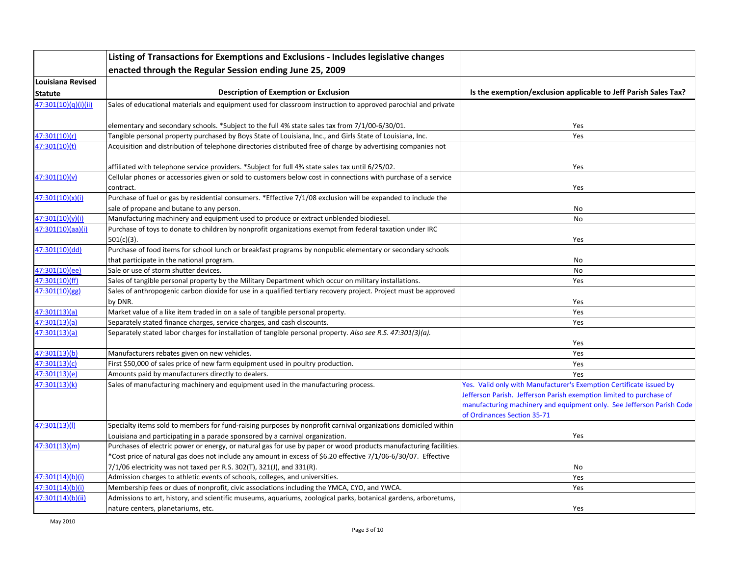| Louisiana Revised Statute | Listing of Transactions for Exemptions and Exclusions - Includes legislative changes enacted through the Regular Session ending June 25, 2009<br>Description of Exemption or Exclusion | Is the exemption/exclusion applicable to Jeff Parish Sales Tax? |
|---|---|---|
| 47:301(10)(q)(i)(ii) | Sales of educational materials and equipment used for classroom instruction to approved parochial and private elementary and secondary schools. *Subject to the full 4% state sales tax from 7/1/00-6/30/01. | Yes |
| 47:301(10)(r) | Tangible personal property purchased by Boys State of Louisiana, Inc., and Girls State of Louisiana, Inc. | Yes |
| 47:301(10)(t) | Acquisition and distribution of telephone directories distributed free of charge by advertising companies not affiliated with telephone service providers. *Subject for full 4% state sales tax until 6/25/02. | Yes |
| 47:301(10)(v) | Cellular phones or accessories given or sold to customers below cost in connections with purchase of a service contract. | Yes |
| 47:301(10)(x)(i) | Purchase of fuel or gas by residential consumers. *Effective 7/1/08 exclusion will be expanded to include the sale of propane and butane to any person. | No |
| 47:301(10)(y)(i) | Manufacturing machinery and equipment used to produce or extract unblended biodiesel. | No |
| 47:301(10)(aa)(i) | Purchase of toys to donate to children by nonprofit organizations exempt from federal taxation under IRC 501(c)(3). | Yes |
| 47:301(10)(dd) | Purchase of food items for school lunch or breakfast programs by nonpublic elementary or secondary schools that participate in the national program. | No |
| 47:301(10)(ee) | Sale or use of storm shutter devices. | No |
| 47:301(10)(ff) | Sales of tangible personal property by the Military Department which occur on military installations. | Yes |
| 47:301(10)(gg) | Sales of anthropogenic carbon dioxide for use in a qualified tertiary recovery project. Project must be approved by DNR. | Yes |
| 47:301(13)(a) | Market value of a like item traded in on a sale of tangible personal property. | Yes |
| 47:301(13)(a) | Separately stated finance charges, service charges, and cash discounts. | Yes |
| 47:301(13)(a) | Separately stated labor charges for installation of tangible personal property. *Also see R.S. 47:301(3)(a).* | Yes |
| 47:301(13)(b) | Manufacturers rebates given on new vehicles. | Yes |
| 47:301(13)(c) | First $50,000 of sales price of new farm equipment used in poultry production. | Yes |
| 47:301(13)(e) | Amounts paid by manufacturers directly to dealers. | Yes |
| 47:301(13)(k) | Sales of manufacturing machinery and equipment used in the manufacturing process. | Yes. Valid only with Manufacturer's Exemption Certificate issued by Jefferson Parish. Jefferson Parish exemption limited to purchase of manufacturing machinery and equipment only. See Jefferson Parish Code of Ordinances Section 35-71 |
| 47:301(13)(l) | Specialty items sold to members for fund-raising purposes by nonprofit carnival organizations domiciled within Louisiana and participating in a parade sponsored by a carnival organization. | Yes |
| 47:301(13)(m) | Purchases of electric power or energy, or natural gas for use by paper or wood products manufacturing facilities. *Cost price of natural gas does not include any amount in excess of $6.20 effective 7/1/06-6/30/07. Effective 7/1/06 electricity was not taxed per R.S. 302(T), 321(J), and 331(R). | No |
| 47:301(14)(b)(i) | Admission charges to athletic events of schools, colleges, and universities. | Yes |
| 47:301(14)(b)(i) | Membership fees or dues of nonprofit, civic associations including the YMCA, CYO, and YWCA. | Yes |
| 47:301(14)(b)(ii) | Admissions to art, history, and scientific museums, aquariums, zoological parks, botanical gardens, arboretums, nature centers, planetariums, etc. | Yes |

May 2010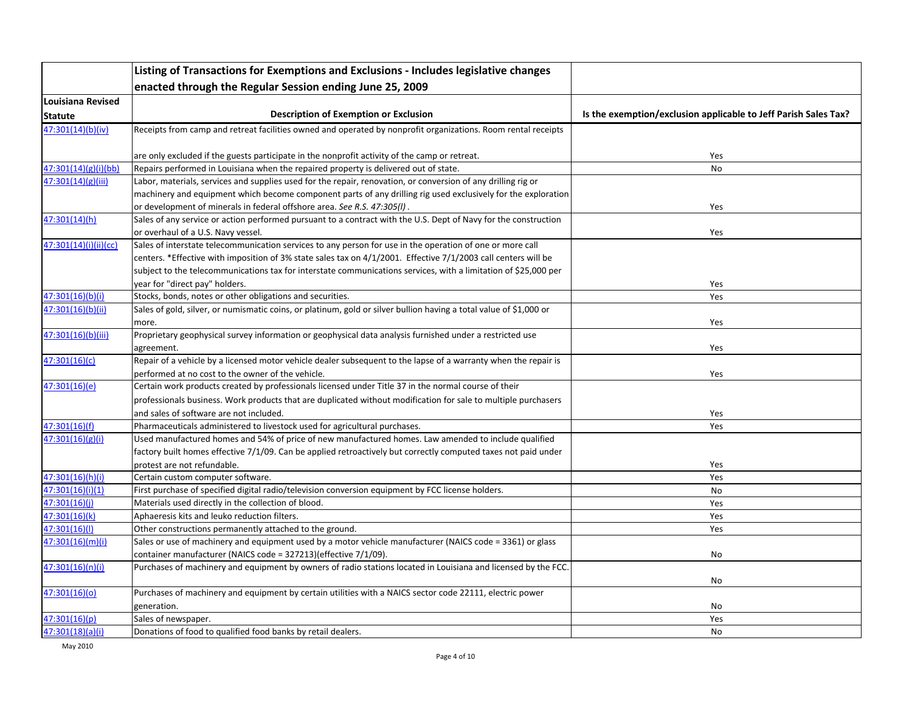| Louisiana Revised Statute | Listing of Transactions for Exemptions and Exclusions - Includes legislative changes enacted through the Regular Session ending June 25, 2009<br>Description of Exemption or Exclusion | Is the exemption/exclusion applicable to Jeff Parish Sales Tax? |
|---|---|---|
| 47:301(14)(b)(iv) | Receipts from camp and retreat facilities owned and operated by nonprofit organizations. Room rental receipts are only excluded if the guests participate in the nonprofit activity of the camp or retreat. | Yes |
| 47:301(14)(g)(i)(bb) | Repairs performed in Louisiana when the repaired property is delivered out of state. | No |
| 47:301(14)(g)(iii) | Labor, materials, services and supplies used for the repair, renovation, or conversion of any drilling rig or machinery and equipment which become component parts of any drilling rig used exclusively for the exploration or development of minerals in federal offshore area. *See R.S. 47:305(I)*. | Yes |
| 47:301(14)(h) | Sales of any service or action performed pursuant to a contract with the U.S. Dept of Navy for the construction or overhaul of a U.S. Navy vessel. | Yes |
| 47:301(14)(i)(ii)(cc) | Sales of interstate telecommunication services to any person for use in the operation of one or more call centers. *Effective with imposition of 3% state sales tax on 4/1/2001. Effective 7/1/2003 call centers will be subject to the telecommunications tax for interstate communications services, with a limitation of $25,000 per year for "direct pay" holders. | Yes |
| 47:301(16)(b)(i) | Stocks, bonds, notes or other obligations and securities. | Yes |
| 47:301(16)(b)(ii) | Sales of gold, silver, or numismatic coins, or platinum, gold or silver bullion having a total value of $1,000 or more. | Yes |
| 47:301(16)(b)(iii) | Proprietary geophysical survey information or geophysical data analysis furnished under a restricted use agreement. | Yes |
| 47:301(16)(c) | Repair of a vehicle by a licensed motor vehicle dealer subsequent to the lapse of a warranty when the repair is performed at no cost to the owner of the vehicle. | Yes |
| 47:301(16)(e) | Certain work products created by professionals licensed under Title 37 in the normal course of their professionals business. Work products that are duplicated without modification for sale to multiple purchasers and sales of software are not included. | Yes |
| 47:301(16)(f) | Pharmaceuticals administered to livestock used for agricultural purchases. | Yes |
| 47:301(16)(g)(i) | Used manufactured homes and 54% of price of new manufactured homes. Law amended to include qualified factory built homes effective 7/1/09. Can be applied retroactively but correctly computed taxes not paid under protest are not refundable. | Yes |
| 47:301(16)(h)(i) | Certain custom computer software. | Yes |
| 47:301(16)(i)(1) | First purchase of specified digital radio/television conversion equipment by FCC license holders. | No |
| 47:301(16)(j) | Materials used directly in the collection of blood. | Yes |
| 47:301(16)(k) | Aphaeresis kits and leuko reduction filters. | Yes |
| 47:301(16)(l) | Other constructions permanently attached to the ground. | Yes |
| 47:301(16)(m)(i) | Sales or use of machinery and equipment used by a motor vehicle manufacturer (NAICS code = 3361) or glass container manufacturer (NAICS code = 327213)(effective 7/1/09). | No |
| 47:301(16)(n)(i) | Purchases of machinery and equipment by owners of radio stations located in Louisiana and licensed by the FCC. | No |
| 47:301(16)(o) | Purchases of machinery and equipment by certain utilities with a NAICS sector code 22111, electric power generation. | No |
| 47:301(16)(p) | Sales of newspaper. | Yes |
| 47:301(18)(a)(i) | Donations of food to qualified food banks by retail dealers. | No |

May 2010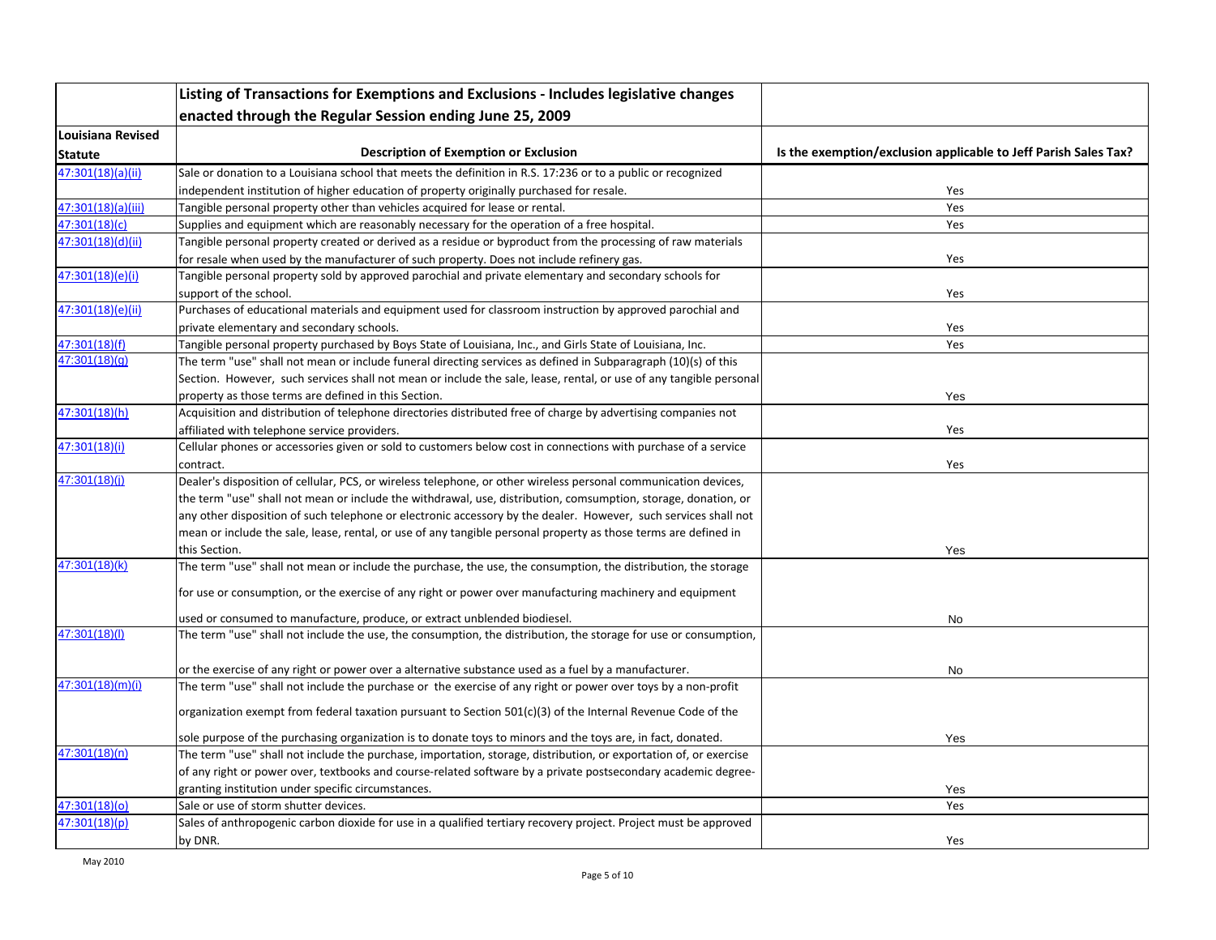| Louisiana Revised Statute | Listing of Transactions for Exemptions and Exclusions - Includes legislative changes enacted through the Regular Session ending June 25, 2009<br>Description of Exemption or Exclusion | Is the exemption/exclusion applicable to Jeff Parish Sales Tax? |
|---|---|---|
| 47:301(18)(a)(ii) | Sale or donation to a Louisiana school that meets the definition in R.S. 17:236 or to a public or recognized independent institution of higher education of property originally purchased for resale. | Yes |
| 47:301(18)(a)(iii) | Tangible personal property other than vehicles acquired for lease or rental. | Yes |
| 47:301(18)(c) | Supplies and equipment which are reasonably necessary for the operation of a free hospital. | Yes |
| 47:301(18)(d)(ii) | Tangible personal property created or derived as a residue or byproduct from the processing of raw materials for resale when used by the manufacturer of such property. Does not include refinery gas. | Yes |
| 47:301(18)(e)(i) | Tangible personal property sold by approved parochial and private elementary and secondary schools for support of the school. | Yes |
| 47:301(18)(e)(ii) | Purchases of educational materials and equipment used for classroom instruction by approved parochial and private elementary and secondary schools. | Yes |
| 47:301(18)(f) | Tangible personal property purchased by Boys State of Louisiana, Inc., and Girls State of Louisiana, Inc. | Yes |
| 47:301(18)(g) | The term "use" shall not mean or include funeral directing services as defined in Subparagraph (10)(s) of this Section. However, such services shall not mean or include the sale, lease, rental, or use of any tangible personal property as those terms are defined in this Section. | Yes |
| 47:301(18)(h) | Acquisition and distribution of telephone directories distributed free of charge by advertising companies not affiliated with telephone service providers. | Yes |
| 47:301(18)(i) | Cellular phones or accessories given or sold to customers below cost in connections with purchase of a service contract. | Yes |
| 47:301(18)(j) | Dealer's disposition of cellular, PCS, or wireless telephone, or other wireless personal communication devices, the term "use" shall not mean or include the withdrawal, use, distribution, comsumption, storage, donation, or any other disposition of such telephone or electronic accessory by the dealer. However, such services shall not mean or include the sale, lease, rental, or use of any tangible personal property as those terms are defined in this Section. | Yes |
| 47:301(18)(k) | The term "use" shall not mean or include the purchase, the use, the consumption, the distribution, the storage for use or consumption, or the exercise of any right or power over manufacturing machinery and equipment used or consumed to manufacture, produce, or extract unblended biodiesel. | No |
| 47:301(18)(l) | The term "use" shall not include the use, the consumption, the distribution, the storage for use or consumption, or the exercise of any right or power over a alternative substance used as a fuel by a manufacturer. | No |
| 47:301(18)(m)(i) | The term "use" shall not include the purchase or the exercise of any right or power over toys by a non-profit organization exempt from federal taxation pursuant to Section 501(c)(3) of the Internal Revenue Code of the sole purpose of the purchasing organization is to donate toys to minors and the toys are, in fact, donated. | Yes |
| 47:301(18)(n) | The term "use" shall not include the purchase, importation, storage, distribution, or exportation of, or exercise of any right or power over, textbooks and course-related software by a private postsecondary academic degree-granting institution under specific circumstances. | Yes |
| 47:301(18)(o) | Sale or use of storm shutter devices. | Yes |
| 47:301(18)(p) | Sales of anthropogenic carbon dioxide for use in a qualified tertiary recovery project. Project must be approved by DNR. | Yes |

May 2010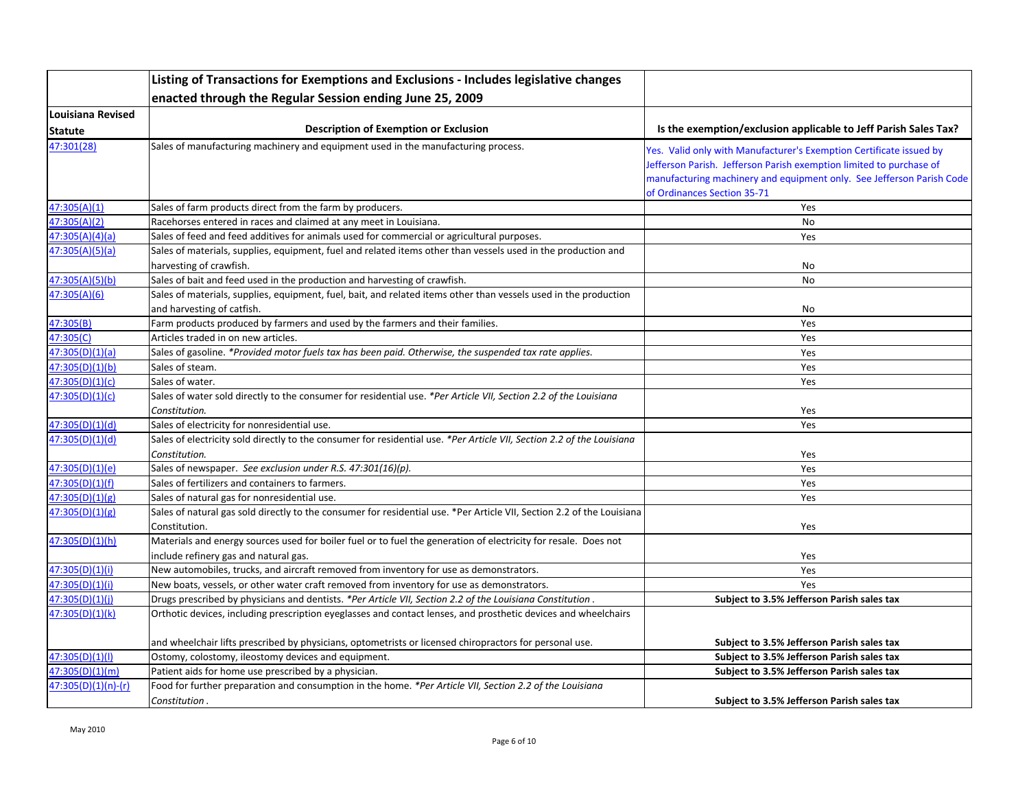| Louisiana Revised Statute | Listing of Transactions for Exemptions and Exclusions - Includes legislative changes enacted through the Regular Session ending June 25, 2009<br>Description of Exemption or Exclusion | Is the exemption/exclusion applicable to Jeff Parish Sales Tax? |
|---|---|---|
| 47:301(28) | Sales of manufacturing machinery and equipment used in the manufacturing process. | Yes. Valid only with Manufacturer's Exemption Certificate issued by Jefferson Parish. Jefferson Parish exemption limited to purchase of manufacturing machinery and equipment only. See Jefferson Parish Code of Ordinances Section 35-71 |
| 47:305(A)(1) | Sales of farm products direct from the farm by producers. | Yes |
| 47:305(A)(2) | Racehorses entered in races and claimed at any meet in Louisiana. | No |
| 47:305(A)(4)(a) | Sales of feed and feed additives for animals used for commercial or agricultural purposes. | Yes |
| 47:305(A)(5)(a) | Sales of materials, supplies, equipment, fuel and related items other than vessels used in the production and harvesting of crawfish. | No |
| 47:305(A)(5)(b) | Sales of bait and feed used in the production and harvesting of crawfish. | No |
| 47:305(A)(6) | Sales of materials, supplies, equipment, fuel, bait, and related items other than vessels used in the production and harvesting of catfish. | No |
| 47:305(B) | Farm products produced by farmers and used by the farmers and their families. | Yes |
| 47:305(C) | Articles traded in on new articles. | Yes |
| 47:305(D)(1)(a) | Sales of gasoline. *Provided motor fuels tax has been paid. Otherwise, the suspended tax rate applies.* | Yes |
| 47:305(D)(1)(b) | Sales of steam. | Yes |
| 47:305(D)(1)(c) | Sales of water. | Yes |
| 47:305(D)(1)(c) | Sales of water sold directly to the consumer for residential use. *\*Per Article VII, Section 2.2 of the Louisiana Constitution.* | Yes |
| 47:305(D)(1)(d) | Sales of electricity for nonresidential use. | Yes |
| 47:305(D)(1)(d) | Sales of electricity sold directly to the consumer for residential use. *\*Per Article VII, Section 2.2 of the Louisiana Constitution.* | Yes |
| 47:305(D)(1)(e) | Sales of newspaper. *See exclusion under R.S. 47:301(16)(p).* | Yes |
| 47:305(D)(1)(f) | Sales of fertilizers and containers to farmers. | Yes |
| 47:305(D)(1)(g) | Sales of natural gas for nonresidential use. | Yes |
| 47:305(D)(1)(g) | Sales of natural gas sold directly to the consumer for residential use. *Per Article VII, Section 2.2 of the Louisiana Constitution. | Yes |
| 47:305(D)(1)(h) | Materials and energy sources used for boiler fuel or to fuel the generation of electricity for resale. Does not include refinery gas and natural gas. | Yes |
| 47:305(D)(1)(i) | New automobiles, trucks, and aircraft removed from inventory for use as demonstrators. | Yes |
| 47:305(D)(1)(i) | New boats, vessels, or other water craft removed from inventory for use as demonstrators. | Yes |
| 47:305(D)(1)(j) | Drugs prescribed by physicians and dentists. *\*Per Article VII, Section 2.2 of the Louisiana Constitution .* | **Subject to 3.5% Jefferson Parish sales tax** |
| 47:305(D)(1)(k) | Orthotic devices, including prescription eyeglasses and contact lenses, and prosthetic devices and wheelchairs and wheelchair lifts prescribed by physicians, optometrists or licensed chiropractors for personal use. | **Subject to 3.5% Jefferson Parish sales tax** |
| 47:305(D)(1)(l) | Ostomy, colostomy, ileostomy devices and equipment. | **Subject to 3.5% Jefferson Parish sales tax** |
| 47:305(D)(1)(m) | Patient aids for home use prescribed by a physician. | **Subject to 3.5% Jefferson Parish sales tax** |
| 47:305(D)(1)(n)-(r) | Food for further preparation and consumption in the home. *\*Per Article VII, Section 2.2 of the Louisiana Constitution .* | **Subject to 3.5% Jefferson Parish sales tax** |

May 2010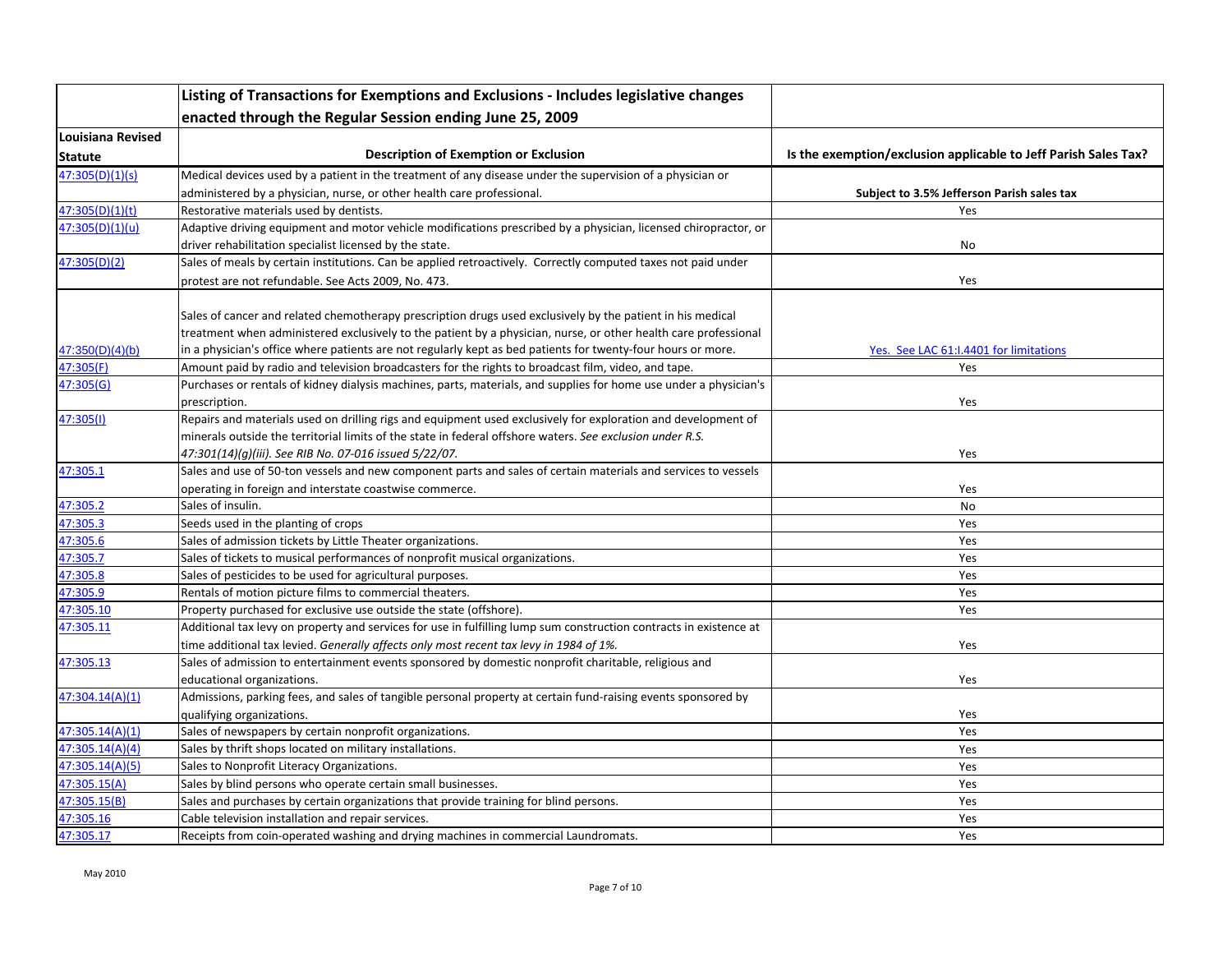| Louisiana Revised Statute | Listing of Transactions for Exemptions and Exclusions - Includes legislative changes enacted through the Regular Session ending June 25, 2009<br>Description of Exemption or Exclusion | Is the exemption/exclusion applicable to Jeff Parish Sales Tax? |
|---|---|---|
| 47:305(D)(1)(s) | Medical devices used by a patient in the treatment of any disease under the supervision of a physician or administered by a physician, nurse, or other health care professional. | **Subject to 3.5% Jefferson Parish sales tax** |
| 47:305(D)(1)(t) | Restorative materials used by dentists. | Yes |
| 47:305(D)(1)(u) | Adaptive driving equipment and motor vehicle modifications prescribed by a physician, licensed chiropractor, or driver rehabilitation specialist licensed by the state. | No |
| 47:305(D)(2) | Sales of meals by certain institutions. Can be applied retroactively. Correctly computed taxes not paid under protest are not refundable. See Acts 2009, No. 473. | Yes |
| 47:350(D)(4)(b) | Sales of cancer and related chemotherapy prescription drugs used exclusively by the patient in his medical treatment when administered exclusively to the patient by a physician, nurse, or other health care professional in a physician's office where patients are not regularly kept as bed patients for twenty-four hours or more. | Yes. See LAC 61:I.4401 for limitations |
| 47:305(F) | Amount paid by radio and television broadcasters for the rights to broadcast film, video, and tape. | Yes |
| 47:305(G) | Purchases or rentals of kidney dialysis machines, parts, materials, and supplies for home use under a physician's prescription. | Yes |
| 47:305(I) | Repairs and materials used on drilling rigs and equipment used exclusively for exploration and development of minerals outside the territorial limits of the state in federal offshore waters. *See exclusion under R.S. 47:301(14)(g)(iii). See RIB No. 07-016 issued 5/22/07.* | Yes |
| 47:305.1 | Sales and use of 50-ton vessels and new component parts and sales of certain materials and services to vessels operating in foreign and interstate coastwise commerce. | Yes |
| 47:305.2 | Sales of insulin. | No |
| 47:305.3 | Seeds used in the planting of crops | Yes |
| 47:305.6 | Sales of admission tickets by Little Theater organizations. | Yes |
| 47:305.7 | Sales of tickets to musical performances of nonprofit musical organizations. | Yes |
| 47:305.8 | Sales of pesticides to be used for agricultural purposes. | Yes |
| 47:305.9 | Rentals of motion picture films to commercial theaters. | Yes |
| 47:305.10 | Property purchased for exclusive use outside the state (offshore). | Yes |
| 47:305.11 | Additional tax levy on property and services for use in fulfilling lump sum construction contracts in existence at time additional tax levied. *Generally affects only most recent tax levy in 1984 of 1%.* | Yes |
| 47:305.13 | Sales of admission to entertainment events sponsored by domestic nonprofit charitable, religious and educational organizations. | Yes |
| 47:304.14(A)(1) | Admissions, parking fees, and sales of tangible personal property at certain fund-raising events sponsored by qualifying organizations. | Yes |
| 47:305.14(A)(1) | Sales of newspapers by certain nonprofit organizations. | Yes |
| 47:305.14(A)(4) | Sales by thrift shops located on military installations. | Yes |
| 47:305.14(A)(5) | Sales to Nonprofit Literacy Organizations. | Yes |
| 47:305.15(A) | Sales by blind persons who operate certain small businesses. | Yes |
| 47:305.15(B) | Sales and purchases by certain organizations that provide training for blind persons. | Yes |
| 47:305.16 | Cable television installation and repair services. | Yes |
| 47:305.17 | Receipts from coin-operated washing and drying machines in commercial Laundromats. | Yes |

May 2010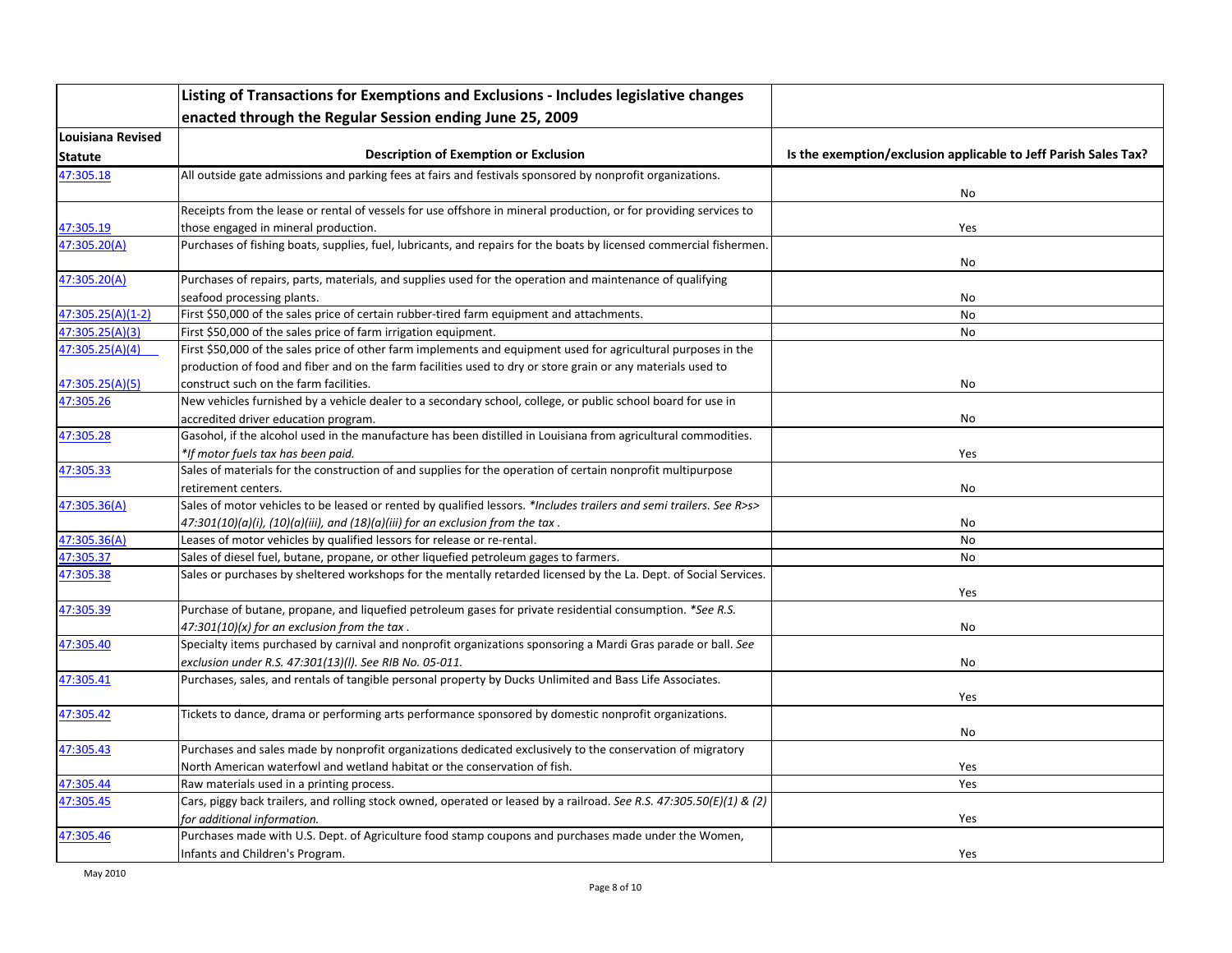| Louisiana Revised Statute | Listing of Transactions for Exemptions and Exclusions - Includes legislative changes enacted through the Regular Session ending June 25, 2009<br><br>Description of Exemption or Exclusion | Is the exemption/exclusion applicable to Jeff Parish Sales Tax? |
|---|---|---|
| 47:305.18 | All outside gate admissions and parking fees at fairs and festivals sponsored by nonprofit organizations. | No |
| 47:305.19 | Receipts from the lease or rental of vessels for use offshore in mineral production, or for providing services to those engaged in mineral production. | Yes |
| 47:305.20(A) | Purchases of fishing boats, supplies, fuel, lubricants, and repairs for the boats by licensed commercial fishermen. | No |
| 47:305.20(A) | Purchases of repairs, parts, materials, and supplies used for the operation and maintenance of qualifying seafood processing plants. | No |
| 47:305.25(A)(1-2) | First $50,000 of the sales price of certain rubber-tired farm equipment and attachments. | No |
| 47:305.25(A)(3) | First $50,000 of the sales price of farm irrigation equipment. | No |
| 47:305.25(A)(4)<br>47:305.25(A)(5) | First $50,000 of the sales price of other farm implements and equipment used for agricultural purposes in the production of food and fiber and on the farm facilities used to dry or store grain or any materials used to construct such on the farm facilities. | No |
| 47:305.26 | New vehicles furnished by a vehicle dealer to a secondary school, college, or public school board for use in accredited driver education program. | No |
| 47:305.28 | Gasohol, if the alcohol used in the manufacture has been distilled in Louisiana from agricultural commodities. *\*If motor fuels tax has been paid.* | Yes |
| 47:305.33 | Sales of materials for the construction of and supplies for the operation of certain nonprofit multipurpose retirement centers. | No |
| 47:305.36(A) | Sales of motor vehicles to be leased or rented by qualified lessors. *\*Includes trailers and semi trailers. See R>s> 47:301(10)(a)(i), (10)(a)(iii), and (18)(a)(iii) for an exclusion from the tax .* | No |
| 47:305.36(A) | Leases of motor vehicles by qualified lessors for release or re-rental. | No |
| 47:305.37 | Sales of diesel fuel, butane, propane, or other liquefied petroleum gages to farmers. | No |
| 47:305.38 | Sales or purchases by sheltered workshops for the mentally retarded licensed by the La. Dept. of Social Services. | Yes |
| 47:305.39 | Purchase of butane, propane, and liquefied petroleum gases for private residential consumption. *\*See R.S. 47:301(10)(x) for an exclusion from the tax .* | No |
| 47:305.40 | Specialty items purchased by carnival and nonprofit organizations sponsoring a Mardi Gras parade or ball. *See exclusion under R.S. 47:301(13)(l). See RIB No. 05-011.* | No |
| 47:305.41 | Purchases, sales, and rentals of tangible personal property by Ducks Unlimited and Bass Life Associates. | Yes |
| 47:305.42 | Tickets to dance, drama or performing arts performance sponsored by domestic nonprofit organizations. | No |
| 47:305.43 | Purchases and sales made by nonprofit organizations dedicated exclusively to the conservation of migratory North American waterfowl and wetland habitat or the conservation of fish. | Yes |
| 47:305.44 | Raw materials used in a printing process. | Yes |
| 47:305.45 | Cars, piggy back trailers, and rolling stock owned, operated or leased by a railroad. *See R.S. 47:305.50(E)(1) & (2) for additional information.* | Yes |
| 47:305.46 | Purchases made with U.S. Dept. of Agriculture food stamp coupons and purchases made under the Women, Infants and Children's Program. | Yes |

May 2010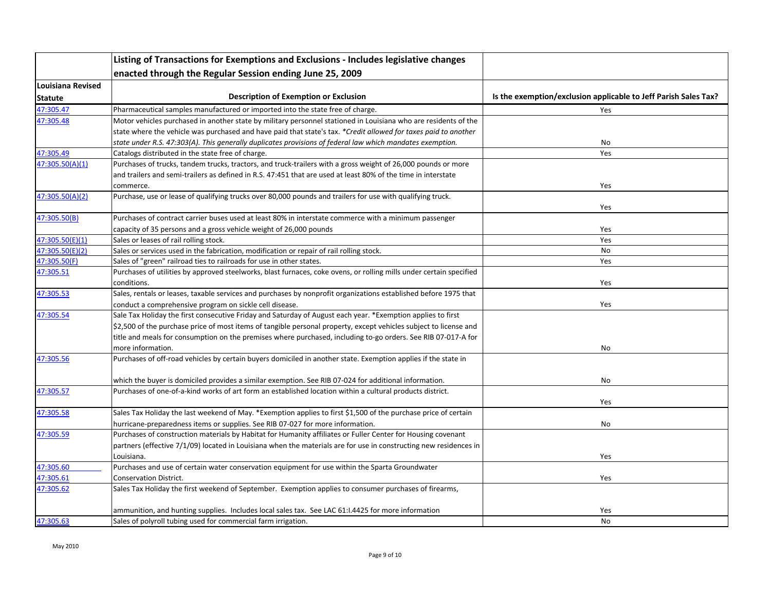| Louisiana Revised Statute | Listing of Transactions for Exemptions and Exclusions - Includes legislative changes enacted through the Regular Session ending June 25, 2009<br>**Description of Exemption or Exclusion** | Is the exemption/exclusion applicable to Jeff Parish Sales Tax? |
|---|---|---|
| 47:305.47 | Pharmaceutical samples manufactured or imported into the state free of charge. | Yes |
| 47:305.48 | Motor vehicles purchased in another state by military personnel stationed in Louisiana who are residents of the state where the vehicle was purchased and have paid that state's tax. *Credit allowed for taxes paid to another state under R.S. 47:303(A). This generally duplicates provisions of federal law which mandates exemption.* | No |
| 47:305.49 | Catalogs distributed in the state free of charge. | Yes |
| 47:305.50(A)(1) | Purchases of trucks, tandem trucks, tractors, and truck-trailers with a gross weight of 26,000 pounds or more and trailers and semi-trailers as defined in R.S. 47:451 that are used at least 80% of the time in interstate commerce. | Yes |
| 47:305.50(A)(2) | Purchase, use or lease of qualifying trucks over 80,000 pounds and trailers for use with qualifying truck. | Yes |
| 47:305.50(B) | Purchases of contract carrier buses used at least 80% in interstate commerce with a minimum passenger capacity of 35 persons and a gross vehicle weight of 26,000 pounds | Yes |
| 47:305.50(E)(1) | Sales or leases of rail rolling stock. | Yes |
| 47:305.50(E)(2) | Sales or services used in the fabrication, modification or repair of rail rolling stock. | No |
| 47:305.50(F) | Sales of "green" railroad ties to railroads for use in other states. | Yes |
| 47:305.51 | Purchases of utilities by approved steelworks, blast furnaces, coke ovens, or rolling mills under certain specified conditions. | Yes |
| 47:305.53 | Sales, rentals or leases, taxable services and purchases by nonprofit organizations established before 1975 that conduct a comprehensive program on sickle cell disease. | Yes |
| 47:305.54 | Sale Tax Holiday the first consecutive Friday and Saturday of August each year. *Exemption applies to first $2,500 of the purchase price of most items of tangible personal property, except vehicles subject to license and title and meals for consumption on the premises where purchased, including to-go orders. See RIB 07-017-A for more information. | No |
| 47:305.56 | Purchases of off-road vehicles by certain buyers domiciled in another state. Exemption applies if the state in which the buyer is domiciled provides a similar exemption. See RIB 07-024 for additional information. | No |
| 47:305.57 | Purchases of one-of-a-kind works of art form an established location within a cultural products district. | Yes |
| 47:305.58 | Sales Tax Holiday the last weekend of May. *Exemption applies to first $1,500 of the purchase price of certain hurricane-preparedness items or supplies. See RIB 07-027 for more information. | No |
| 47:305.59 | Purchases of construction materials by Habitat for Humanity affiliates or Fuller Center for Housing covenant partners (effective 7/1/09) located in Louisiana when the materials are for use in constructing new residences in Louisiana. | Yes |
| 47:305.60<br>47:305.61 | Purchases and use of certain water conservation equipment for use within the Sparta Groundwater Conservation District. | Yes |
| 47:305.62 | Sales Tax Holiday the first weekend of September. Exemption applies to consumer purchases of firearms, ammunition, and hunting supplies. Includes local sales tax. See LAC 61:I.4425 for more information | Yes |
| 47:305.63 | Sales of polyroll tubing used for commercial farm irrigation. | No |

May 2010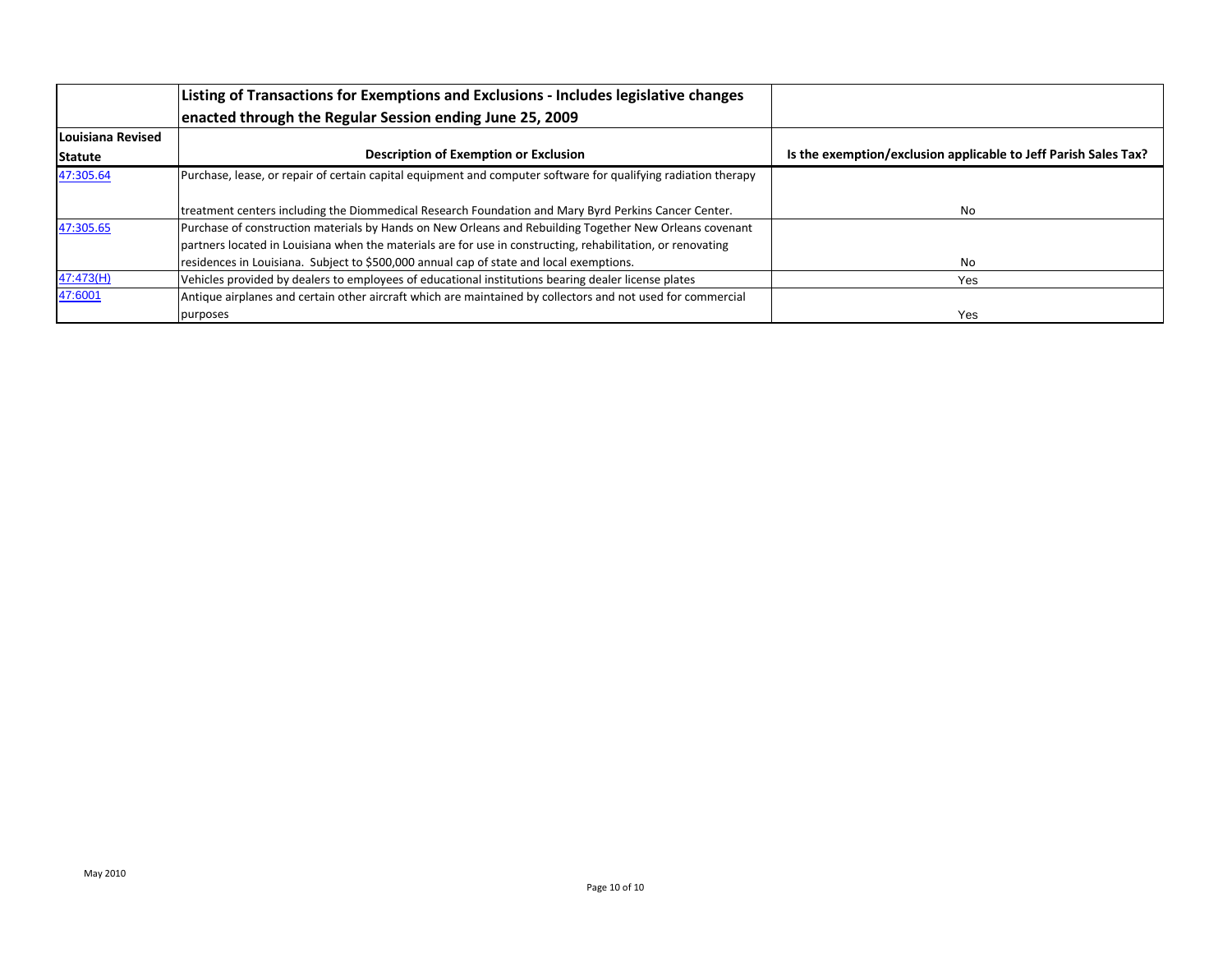| | Listing of Transactions for Exemptions and Exclusions - Includes legislative changes enacted through the Regular Session ending June 25, 2009 | |
|---|---|---|
| **Louisiana Revised Statute** | **Description of Exemption or Exclusion** | **Is the exemption/exclusion applicable to Jeff Parish Sales Tax?** |
| 47:305.64 | Purchase, lease, or repair of certain capital equipment and computer software for qualifying radiation therapy treatment centers including the Diommedical Research Foundation and Mary Byrd Perkins Cancer Center. | No |
| 47:305.65 | Purchase of construction materials by Hands on New Orleans and Rebuilding Together New Orleans covenant partners located in Louisiana when the materials are for use in constructing, rehabilitation, or renovating residences in Louisiana. Subject to $500,000 annual cap of state and local exemptions. | No |
| 47:473(H) | Vehicles provided by dealers to employees of educational institutions bearing dealer license plates | Yes |
| 47:6001 | Antique airplanes and certain other aircraft which are maintained by collectors and not used for commercial purposes | Yes |

May 2010